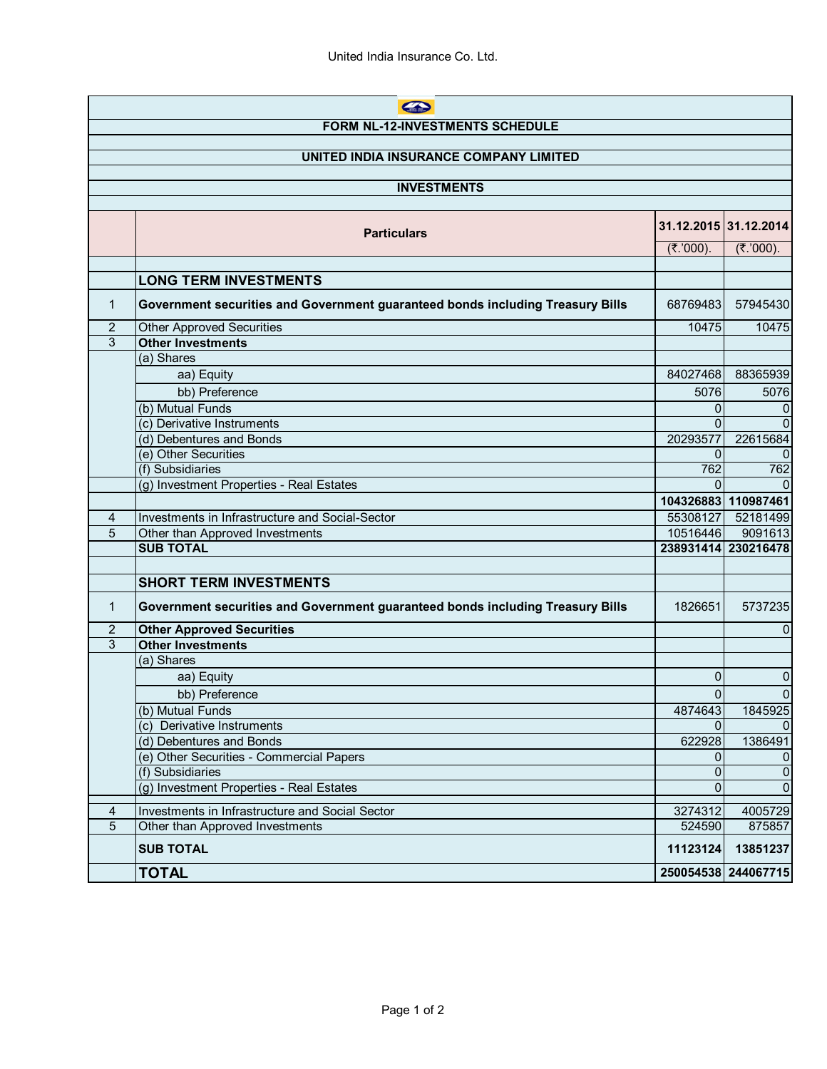## FORM NL-12-INVESTMENTS SCHEDULE

## UNITED INDIA INSURANCE COMPANY LIMITED

## INVESTMENTS

| | Particulars | 31.12.2015 (₹.'000). | 31.12.2014 (₹.'000). |
|---|---|---|---|
| | **LONG TERM INVESTMENTS** | | |
| 1 | **Government securities and Government guaranteed bonds including Treasury Bills** | 68769483 | 57945430 |
| 2 | Other Approved Securities | 10475 | 10475 |
| 3 | **Other Investments** | | |
| | (a) Shares | | |
| | aa) Equity | 84027468 | 88365939 |
| | bb) Preference | 5076 | 5076 |
| | (b) Mutual Funds | 0 | 0 |
| | (c) Derivative Instruments | 0 | 0 |
| | (d) Debentures and Bonds | 20293577 | 22615684 |
| | (e) Other Securities | 0 | 0 |
| | (f) Subsidiaries | 762 | 762 |
| | (g) Investment Properties - Real Estates | 0 | 0 |
| | | **104326883** | **110987461** |
| 4 | Investments in Infrastructure and Social-Sector | 55308127 | 52181499 |
| 5 | Other than Approved Investments | 10516446 | 9091613 |
| | **SUB TOTAL** | **238931414** | **230216478** |
| | | | |
| | **SHORT TERM INVESTMENTS** | | |
| 1 | **Government securities and Government guaranteed bonds including Treasury Bills** | 1826651 | 5737235 |
| 2 | **Other Approved Securities** | | 0 |
| 3 | **Other Investments** | | |
| | (a) Shares | | |
| | aa) Equity | 0 | 0 |
| | bb) Preference | 0 | 0 |
| | (b) Mutual Funds | 4874643 | 1845925 |
| | (c) Derivative Instruments | 0 | 0 |
| | (d) Debentures and Bonds | 622928 | 1386491 |
| | (e) Other Securities - Commercial Papers | 0 | 0 |
| | (f) Subsidiaries | 0 | 0 |
| | (g) Investment Properties - Real Estates | 0 | 0 |
| 4 | Investments in Infrastructure and Social Sector | 3274312 | 4005729 |
| 5 | Other than Approved Investments | 524590 | 875857 |
| | **SUB TOTAL** | **11123124** | **13851237** |
| | **TOTAL** | **250054538** | **244067715** |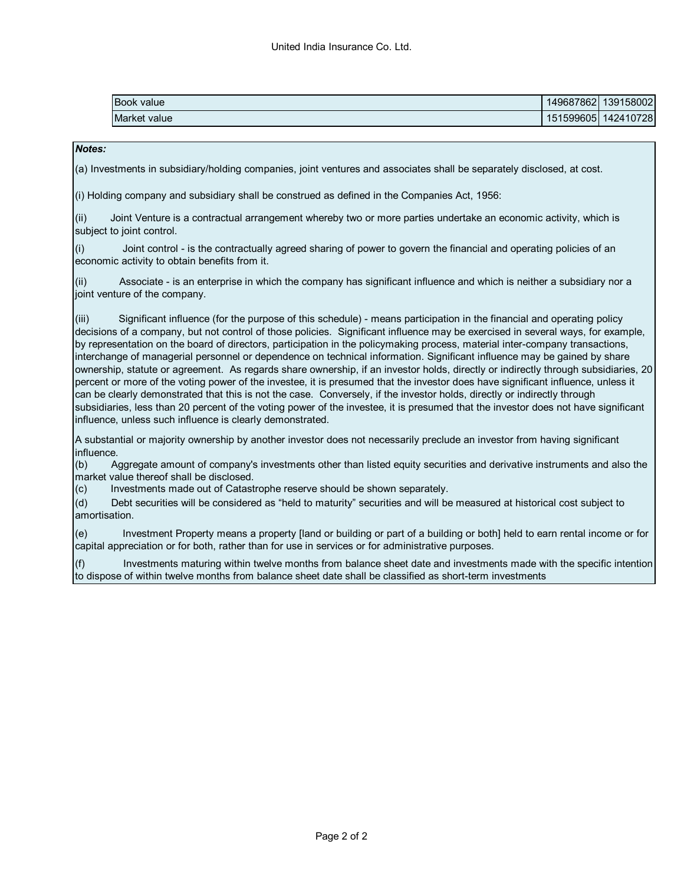| | | |
|---|---|---|
| Book value | 149687862 | 139158002 |
| Market value | 151599605 | 142410728 |

***Notes:***

(a) Investments in subsidiary/holding companies, joint ventures and associates shall be separately disclosed, at cost.

(i) Holding company and subsidiary shall be construed as defined in the Companies Act, 1956:

(ii) Joint Venture is a contractual arrangement whereby two or more parties undertake an economic activity, which is subject to joint control.

(i) Joint control - is the contractually agreed sharing of power to govern the financial and operating policies of an economic activity to obtain benefits from it.

(ii) Associate - is an enterprise in which the company has significant influence and which is neither a subsidiary nor a joint venture of the company.

(iii) Significant influence (for the purpose of this schedule) - means participation in the financial and operating policy decisions of a company, but not control of those policies. Significant influence may be exercised in several ways, for example, by representation on the board of directors, participation in the policymaking process, material inter-company transactions, interchange of managerial personnel or dependence on technical information. Significant influence may be gained by share ownership, statute or agreement. As regards share ownership, if an investor holds, directly or indirectly through subsidiaries, 20 percent or more of the voting power of the investee, it is presumed that the investor does have significant influence, unless it can be clearly demonstrated that this is not the case. Conversely, if the investor holds, directly or indirectly through subsidiaries, less than 20 percent of the voting power of the investee, it is presumed that the investor does not have significant influence, unless such influence is clearly demonstrated.

A substantial or majority ownership by another investor does not necessarily preclude an investor from having significant influence.

(b) Aggregate amount of company's investments other than listed equity securities and derivative instruments and also the market value thereof shall be disclosed.

(c) Investments made out of Catastrophe reserve should be shown separately.

(d) Debt securities will be considered as "held to maturity" securities and will be measured at historical cost subject to amortisation.

(e) Investment Property means a property [land or building or part of a building or both] held to earn rental income or for capital appreciation or for both, rather than for use in services or for administrative purposes.

(f) Investments maturing within twelve months from balance sheet date and investments made with the specific intention to dispose of within twelve months from balance sheet date shall be classified as short-term investments